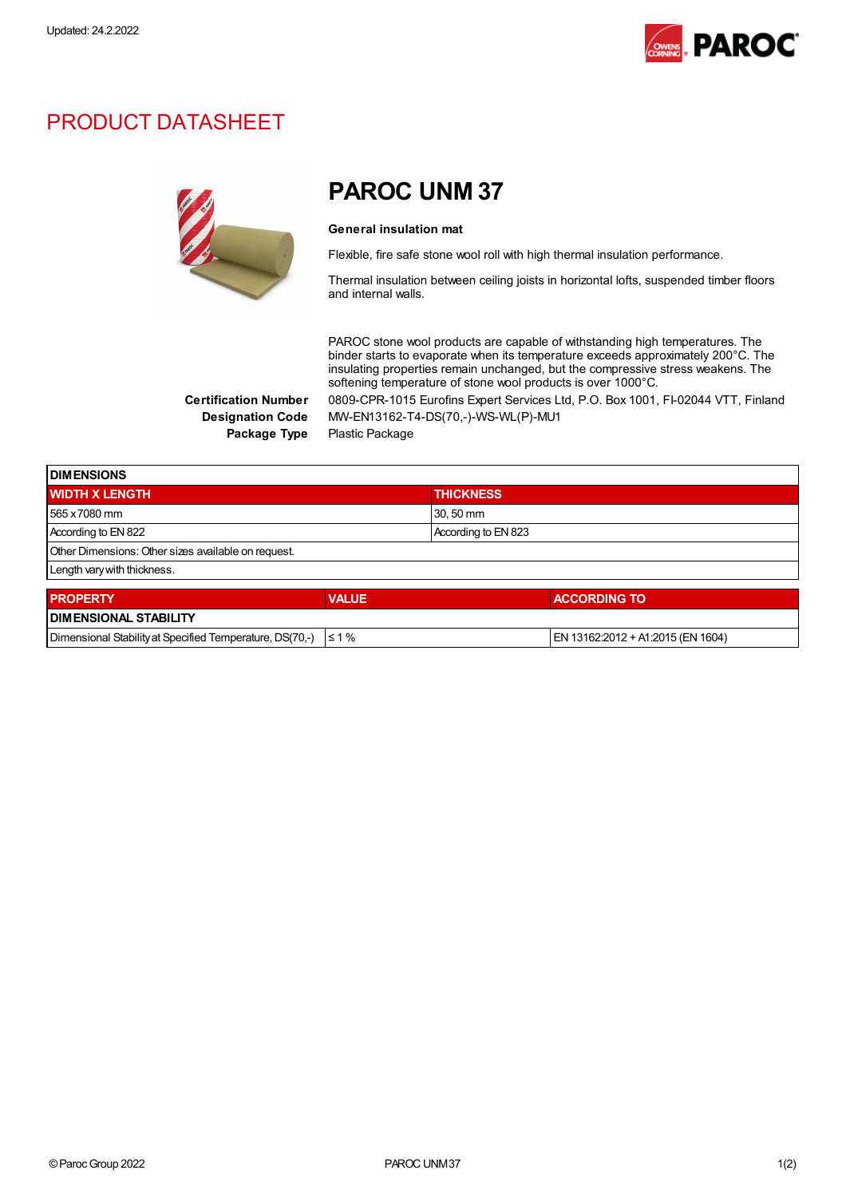Updated: 24.2.2022

# PRODUCT DATASHEET

## PAROC UNM 37

**General insulation mat**

Flexible, fire safe stone wool roll with high thermal insulation performance.

Thermal insulation between ceiling joists in horizontal lofts, suspended timber floors and internal walls.

PAROC stone wool products are capable of withstanding high temperatures. The binder starts to evaporate when its temperature exceeds approximately 200°C. The insulating properties remain unchanged, but the compressive stress weakens. The softening temperature of stone wool products is over 1000°C.

**Certification Number** 0809-CPR-1015 Eurofins Expert Services Ltd, P.O. Box 1001, FI-02044 VTT, Finland

**Designation Code** MW-EN13162-T4-DS(70,-)-WS-WL(P)-MU1

**Package Type** Plastic Package

| DIMENSIONS | |
|---|---|
| **WIDTH X LENGTH** | **THICKNESS** |
| 565 x 7080 mm | 30, 50 mm |
| According to EN 822 | According to EN 823 |
| Other Dimensions: Other sizes available on request. | |
| Length vary with thickness. | |

| PROPERTY | VALUE | ACCORDING TO |
|---|---|---|
| **DIMENSIONAL STABILITY** | | |
| Dimensional Stability at Specified Temperature, DS(70,-) | ≤ 1 % | EN 13162:2012 + A1:2015 (EN 1604) |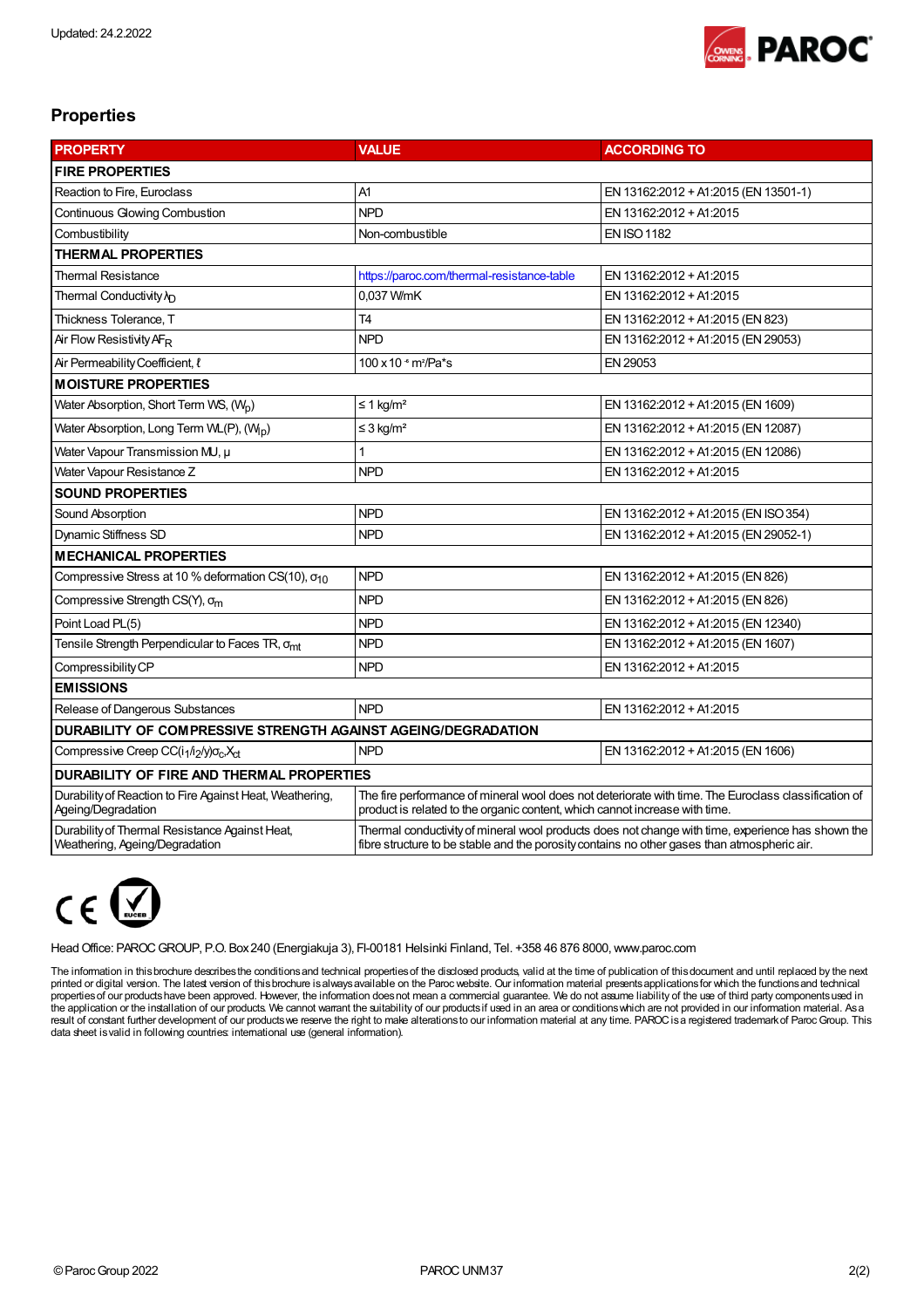Updated: 24.2.2022

## Properties

| PROPERTY | VALUE | ACCORDING TO |
|---|---|---|
| **FIRE PROPERTIES** | | |
| Reaction to Fire, Euroclass | A1 | EN 13162:2012 + A1:2015 (EN 13501-1) |
| Continuous Glowing Combustion | NPD | EN 13162:2012 + A1:2015 |
| Combustibility | Non-combustible | EN ISO 1182 |
| **THERMAL PROPERTIES** | | |
| Thermal Resistance | https://paroc.com/thermal-resistance-table | EN 13162:2012 + A1:2015 |
| Thermal Conductivity $\lambda_D$ | 0,037 W/mK | EN 13162:2012 + A1:2015 |
| Thickness Tolerance, T | T4 | EN 13162:2012 + A1:2015 (EN 823) |
| Air Flow Resistivity $AF_R$ | NPD | EN 13162:2012 + A1:2015 (EN 29053) |
| Air Permeability Coefficient, ℓ | 100 x 10⁻⁶ m²/Pa*s | EN 29053 |
| **MOISTURE PROPERTIES** | | |
| Water Absorption, Short Term WS, ($W_p$) | ≤ 1 kg/m² | EN 13162:2012 + A1:2015 (EN 1609) |
| Water Absorption, Long Term WL(P), ($W_{lp}$) | ≤ 3 kg/m² | EN 13162:2012 + A1:2015 (EN 12087) |
| Water Vapour Transmission MU, µ | 1 | EN 13162:2012 + A1:2015 (EN 12086) |
| Water Vapour Resistance Z | NPD | EN 13162:2012 + A1:2015 |
| **SOUND PROPERTIES** | | |
| Sound Absorption | NPD | EN 13162:2012 + A1:2015 (EN ISO 354) |
| Dynamic Stiffness SD | NPD | EN 13162:2012 + A1:2015 (EN 29052-1) |
| **MECHANICAL PROPERTIES** | | |
| Compressive Stress at 10 % deformation CS(10), $\sigma_{10}$ | NPD | EN 13162:2012 + A1:2015 (EN 826) |
| Compressive Strength CS(Y), $\sigma_m$ | NPD | EN 13162:2012 + A1:2015 (EN 826) |
| Point Load PL(5) | NPD | EN 13162:2012 + A1:2015 (EN 12340) |
| Tensile Strength Perpendicular to Faces TR, $\sigma_{mt}$ | NPD | EN 13162:2012 + A1:2015 (EN 1607) |
| Compressibility CP | NPD | EN 13162:2012 + A1:2015 |
| **EMISSIONS** | | |
| Release of Dangerous Substances | NPD | EN 13162:2012 + A1:2015 |
| **DURABILITY OF COMPRESSIVE STRENGTH AGAINST AGEING/DEGRADATION** | | |
| Compressive Creep $CC(i_1/i_2/y)\sigma_c X_{ct}$ | NPD | EN 13162:2012 + A1:2015 (EN 1606) |
| **DURABILITY OF FIRE AND THERMAL PROPERTIES** | | |
| Durability of Reaction to Fire Against Heat, Weathering, Ageing/Degradation | The fire performance of mineral wool does not deteriorate with time. The Euroclass classification of product is related to the organic content, which cannot increase with time. | |
| Durability of Thermal Resistance Against Heat, Weathering, Ageing/Degradation | Thermal conductivity of mineral wool products does not change with time, experience has shown the fibre structure to be stable and the porosity contains no other gases than atmospheric air. | |

Head Office: PAROC GROUP, P.O. Box 240 (Energiakuja 3), FI-00181 Helsinki Finland, Tel. +358 46 876 8000, www.paroc.com

The information in this brochure describes the conditions and technical properties of the disclosed products, valid at the time of publication of this document and until replaced by the next printed or digital version. The latest version of this brochure is always available on the Paroc website. Our information material presents applications for which the functions and technical properties of our products have been approved. However, the information does not mean a commercial guarantee. We do not assume liability of the use of third party components used in the application or the installation of our products. We cannot warrant the suitability of our products if used in an area or conditions which are not provided in our information material. As a result of constant further development of our products we reserve the right to make alterations to our information material at any time. PAROC is a registered trademark of Paroc Group. This data sheet is valid in following countries: international use (general information).

© Paroc Group 2022 PAROC UNM 37